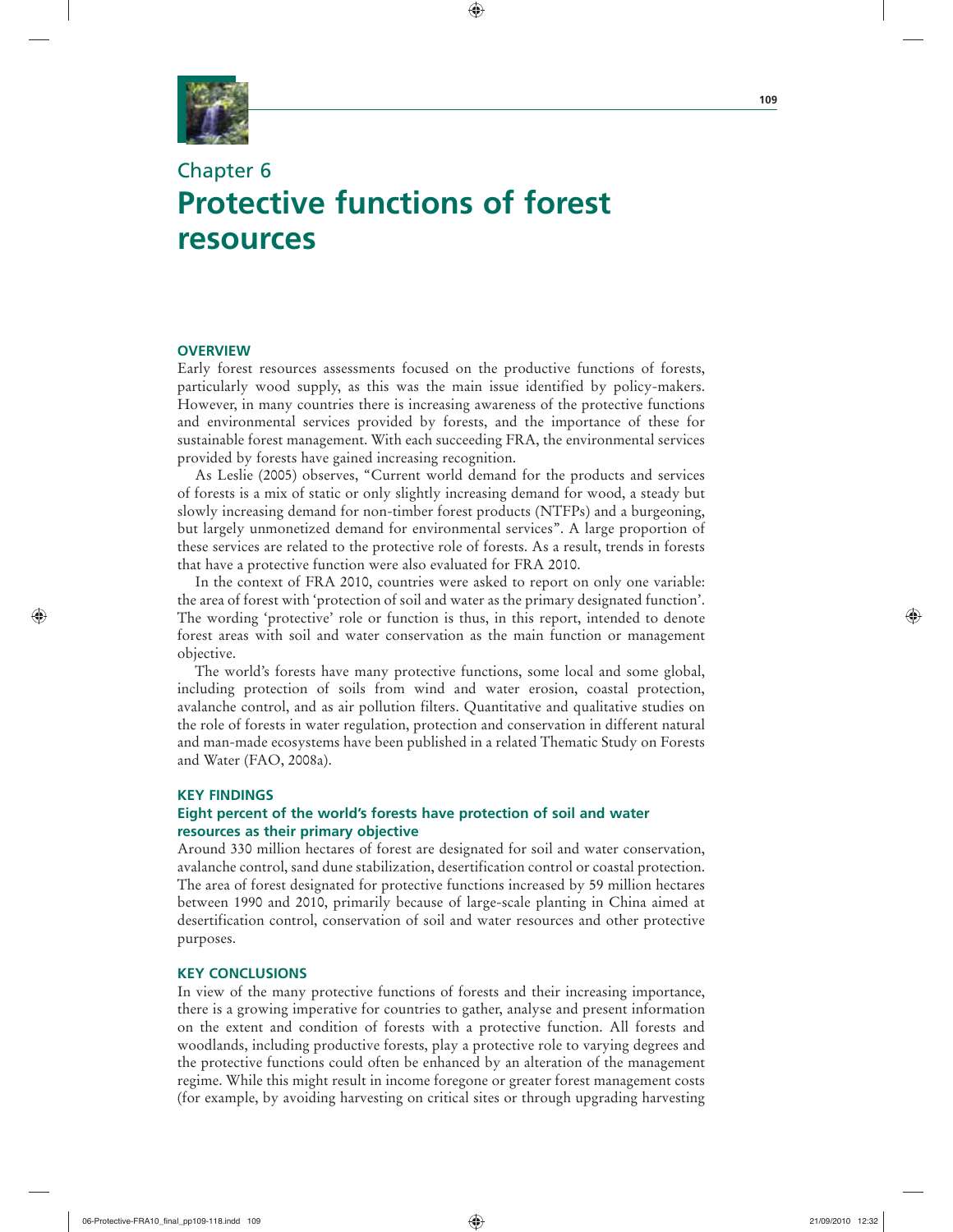# Chapter 6
# Protective functions of forest resources

## OVERVIEW

Early forest resources assessments focused on the productive functions of forests, particularly wood supply, as this was the main issue identified by policy-makers. However, in many countries there is increasing awareness of the protective functions and environmental services provided by forests, and the importance of these for sustainable forest management. With each succeeding FRA, the environmental services provided by forests have gained increasing recognition.

As Leslie (2005) observes, "Current world demand for the products and services of forests is a mix of static or only slightly increasing demand for wood, a steady but slowly increasing demand for non-timber forest products (NTFPs) and a burgeoning, but largely unmonetized demand for environmental services". A large proportion of these services are related to the protective role of forests. As a result, trends in forests that have a protective function were also evaluated for FRA 2010.

In the context of FRA 2010, countries were asked to report on only one variable: the area of forest with 'protection of soil and water as the primary designated function'. The wording 'protective' role or function is thus, in this report, intended to denote forest areas with soil and water conservation as the main function or management objective.

The world's forests have many protective functions, some local and some global, including protection of soils from wind and water erosion, coastal protection, avalanche control, and as air pollution filters. Quantitative and qualitative studies on the role of forests in water regulation, protection and conservation in different natural and man-made ecosystems have been published in a related Thematic Study on Forests and Water (FAO, 2008a).

## KEY FINDINGS

### Eight percent of the world's forests have protection of soil and water resources as their primary objective

Around 330 million hectares of forest are designated for soil and water conservation, avalanche control, sand dune stabilization, desertification control or coastal protection. The area of forest designated for protective functions increased by 59 million hectares between 1990 and 2010, primarily because of large-scale planting in China aimed at desertification control, conservation of soil and water resources and other protective purposes.

## KEY CONCLUSIONS

In view of the many protective functions of forests and their increasing importance, there is a growing imperative for countries to gather, analyse and present information on the extent and condition of forests with a protective function. All forests and woodlands, including productive forests, play a protective role to varying degrees and the protective functions could often be enhanced by an alteration of the management regime. While this might result in income foregone or greater forest management costs (for example, by avoiding harvesting on critical sites or through upgrading harvesting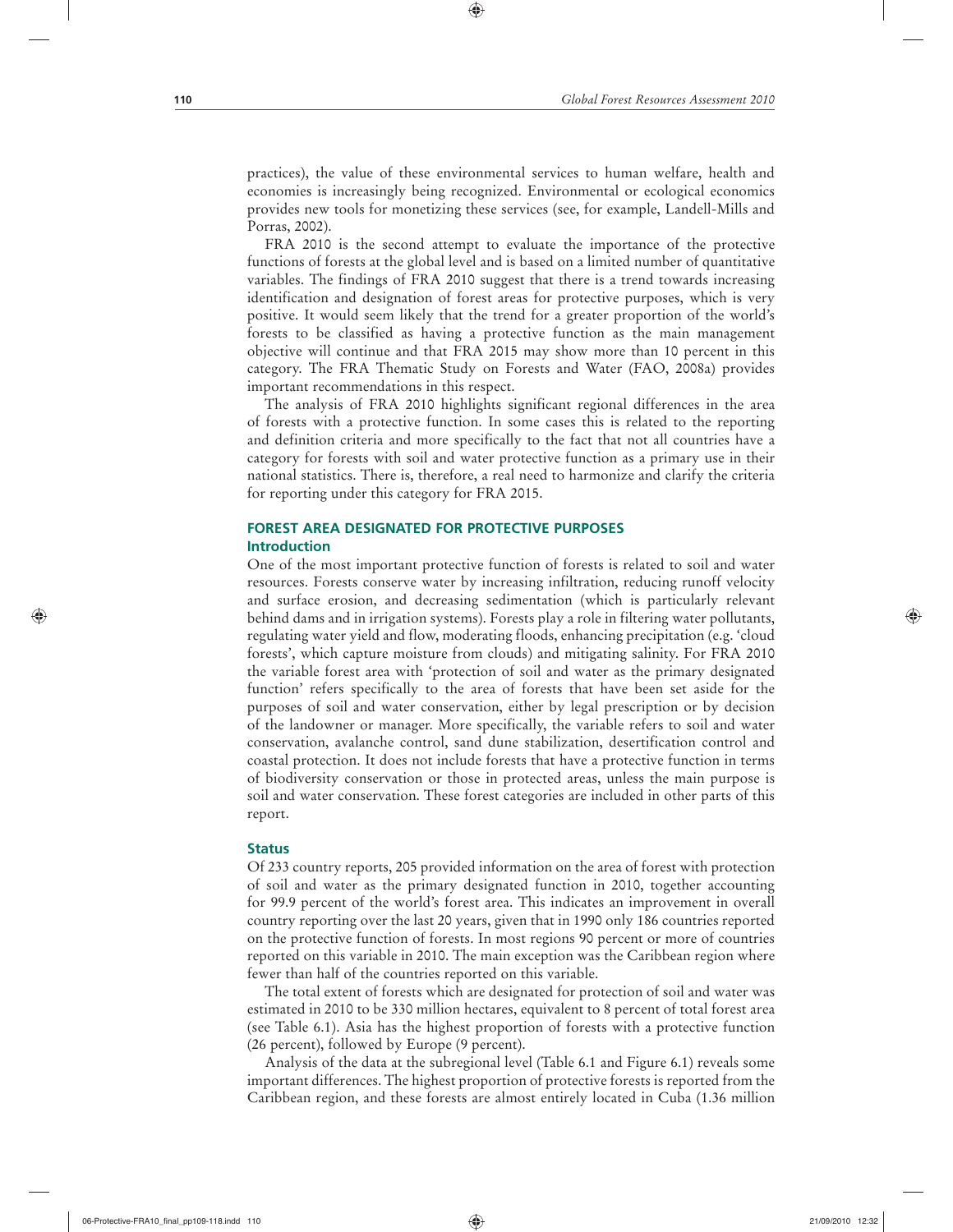practices), the value of these environmental services to human welfare, health and economies is increasingly being recognized. Environmental or ecological economics provides new tools for monetizing these services (see, for example, Landell-Mills and Porras, 2002).

FRA 2010 is the second attempt to evaluate the importance of the protective functions of forests at the global level and is based on a limited number of quantitative variables. The findings of FRA 2010 suggest that there is a trend towards increasing identification and designation of forest areas for protective purposes, which is very positive. It would seem likely that the trend for a greater proportion of the world's forests to be classified as having a protective function as the main management objective will continue and that FRA 2015 may show more than 10 percent in this category. The FRA Thematic Study on Forests and Water (FAO, 2008a) provides important recommendations in this respect.

The analysis of FRA 2010 highlights significant regional differences in the area of forests with a protective function. In some cases this is related to the reporting and definition criteria and more specifically to the fact that not all countries have a category for forests with soil and water protective function as a primary use in their national statistics. There is, therefore, a real need to harmonize and clarify the criteria for reporting under this category for FRA 2015.

## FOREST AREA DESIGNATED FOR PROTECTIVE PURPOSES

### Introduction

One of the most important protective function of forests is related to soil and water resources. Forests conserve water by increasing infiltration, reducing runoff velocity and surface erosion, and decreasing sedimentation (which is particularly relevant behind dams and in irrigation systems). Forests play a role in filtering water pollutants, regulating water yield and flow, moderating floods, enhancing precipitation (e.g. 'cloud forests', which capture moisture from clouds) and mitigating salinity. For FRA 2010 the variable forest area with 'protection of soil and water as the primary designated function' refers specifically to the area of forests that have been set aside for the purposes of soil and water conservation, either by legal prescription or by decision of the landowner or manager. More specifically, the variable refers to soil and water conservation, avalanche control, sand dune stabilization, desertification control and coastal protection. It does not include forests that have a protective function in terms of biodiversity conservation or those in protected areas, unless the main purpose is soil and water conservation. These forest categories are included in other parts of this report.

### Status

Of 233 country reports, 205 provided information on the area of forest with protection of soil and water as the primary designated function in 2010, together accounting for 99.9 percent of the world's forest area. This indicates an improvement in overall country reporting over the last 20 years, given that in 1990 only 186 countries reported on the protective function of forests. In most regions 90 percent or more of countries reported on this variable in 2010. The main exception was the Caribbean region where fewer than half of the countries reported on this variable.

The total extent of forests which are designated for protection of soil and water was estimated in 2010 to be 330 million hectares, equivalent to 8 percent of total forest area (see Table 6.1). Asia has the highest proportion of forests with a protective function (26 percent), followed by Europe (9 percent).

Analysis of the data at the subregional level (Table 6.1 and Figure 6.1) reveals some important differences. The highest proportion of protective forests is reported from the Caribbean region, and these forests are almost entirely located in Cuba (1.36 million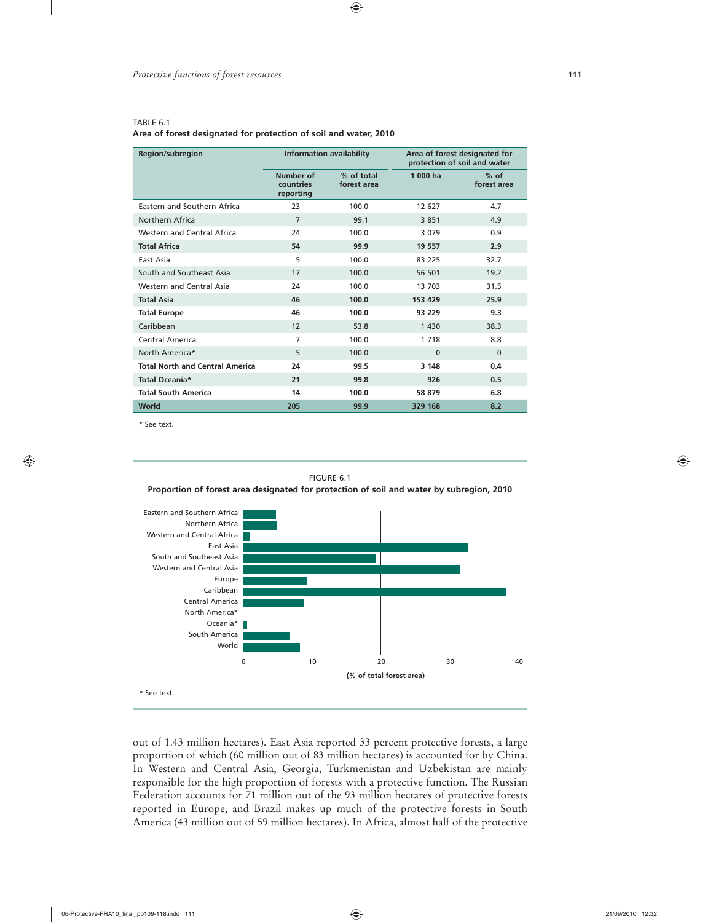TABLE 6.1
**Area of forest designated for protection of soil and water, 2010**

| Region/subregion | Information availability | | Area of forest designated for protection of soil and water | |
|---|---|---|---|---|
| | Number of countries reporting | % of total forest area | 1 000 ha | % of forest area |
| Eastern and Southern Africa | 23 | 100.0 | 12 627 | 4.7 |
| Northern Africa | 7 | 99.1 | 3 851 | 4.9 |
| Western and Central Africa | 24 | 100.0 | 3 079 | 0.9 |
| **Total Africa** | **54** | **99.9** | **19 557** | **2.9** |
| East Asia | 5 | 100.0 | 83 225 | 32.7 |
| South and Southeast Asia | 17 | 100.0 | 56 501 | 19.2 |
| Western and Central Asia | 24 | 100.0 | 13 703 | 31.5 |
| **Total Asia** | **46** | **100.0** | **153 429** | **25.9** |
| **Total Europe** | **46** | **100.0** | **93 229** | **9.3** |
| Caribbean | 12 | 53.8 | 1 430 | 38.3 |
| Central America | 7 | 100.0 | 1 718 | 8.8 |
| North America* | 5 | 100.0 | 0 | 0 |
| **Total North and Central America** | **24** | **99.5** | **3 148** | **0.4** |
| **Total Oceania*** | **21** | **99.8** | **926** | **0.5** |
| **Total South America** | **14** | **100.0** | **58 879** | **6.8** |
| **World** | **205** | **99.9** | **329 168** | **8.2** |

* See text.

FIGURE 6.1
**Proportion of forest area designated for protection of soil and water by subregion, 2010**

| Subregion | % of total forest area |
|---|---|
| Eastern and Southern Africa | 4.7 |
| Northern Africa | 4.9 |
| Western and Central Africa | 0.9 |
| East Asia | 32.7 |
| South and Southeast Asia | 19.2 |
| Western and Central Asia | 31.5 |
| Europe | 9.3 |
| Caribbean | 38.3 |
| Central America | 8.8 |
| North America* | 0 |
| Oceania* | 0.5 |
| South America | 6.8 |
| World | 8.2 |

(% of total forest area)

* See text.

out of 1.43 million hectares). East Asia reported 33 percent protective forests, a large proportion of which (60 million out of 83 million hectares) is accounted for by China. In Western and Central Asia, Georgia, Turkmenistan and Uzbekistan are mainly responsible for the high proportion of forests with a protective function. The Russian Federation accounts for 71 million out of the 93 million hectares of protective forests reported in Europe, and Brazil makes up much of the protective forests in South America (43 million out of 59 million hectares). In Africa, almost half of the protective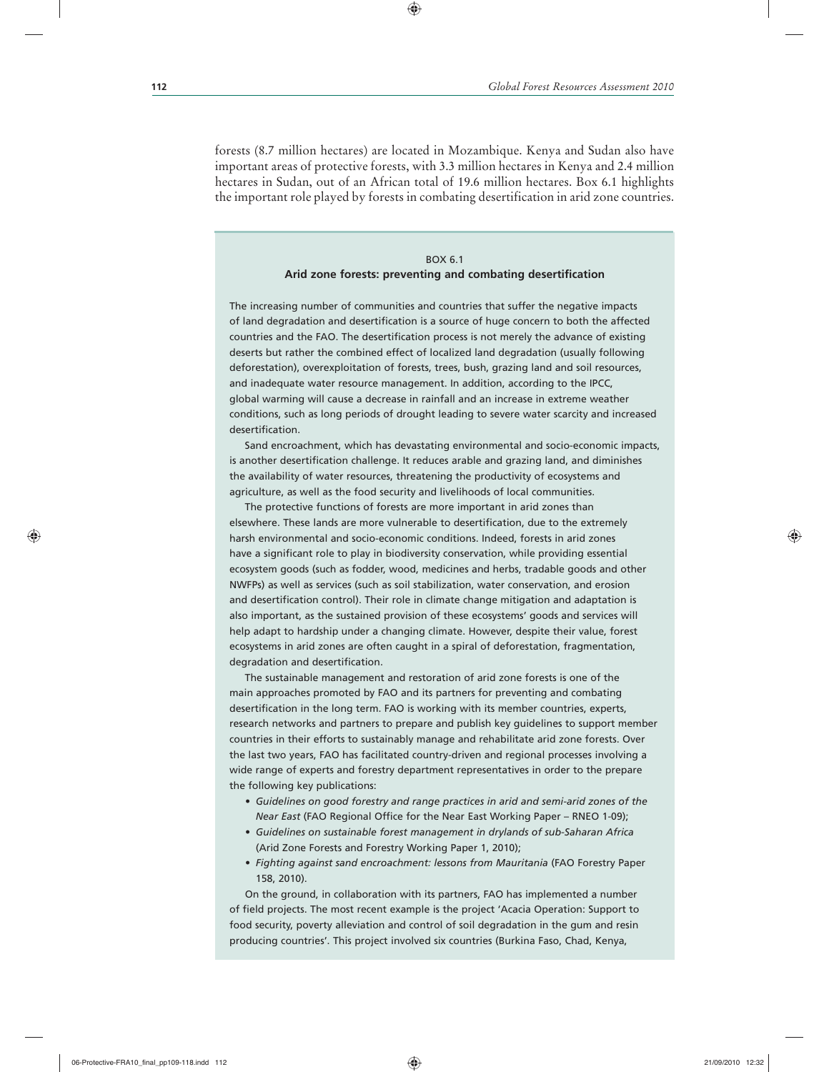forests (8.7 million hectares) are located in Mozambique. Kenya and Sudan also have important areas of protective forests, with 3.3 million hectares in Kenya and 2.4 million hectares in Sudan, out of an African total of 19.6 million hectares. Box 6.1 highlights the important role played by forests in combating desertification in arid zone countries.

BOX 6.1

**Arid zone forests: preventing and combating desertification**

The increasing number of communities and countries that suffer the negative impacts of land degradation and desertification is a source of huge concern to both the affected countries and the FAO. The desertification process is not merely the advance of existing deserts but rather the combined effect of localized land degradation (usually following deforestation), overexploitation of forests, trees, bush, grazing land and soil resources, and inadequate water resource management. In addition, according to the IPCC, global warming will cause a decrease in rainfall and an increase in extreme weather conditions, such as long periods of drought leading to severe water scarcity and increased desertification.

Sand encroachment, which has devastating environmental and socio-economic impacts, is another desertification challenge. It reduces arable and grazing land, and diminishes the availability of water resources, threatening the productivity of ecosystems and agriculture, as well as the food security and livelihoods of local communities.

The protective functions of forests are more important in arid zones than elsewhere. These lands are more vulnerable to desertification, due to the extremely harsh environmental and socio-economic conditions. Indeed, forests in arid zones have a significant role to play in biodiversity conservation, while providing essential ecosystem goods (such as fodder, wood, medicines and herbs, tradable goods and other NWFPs) as well as services (such as soil stabilization, water conservation, and erosion and desertification control). Their role in climate change mitigation and adaptation is also important, as the sustained provision of these ecosystems' goods and services will help adapt to hardship under a changing climate. However, despite their value, forest ecosystems in arid zones are often caught in a spiral of deforestation, fragmentation, degradation and desertification.

The sustainable management and restoration of arid zone forests is one of the main approaches promoted by FAO and its partners for preventing and combating desertification in the long term. FAO is working with its member countries, experts, research networks and partners to prepare and publish key guidelines to support member countries in their efforts to sustainably manage and rehabilitate arid zone forests. Over the last two years, FAO has facilitated country-driven and regional processes involving a wide range of experts and forestry department representatives in order to the prepare the following key publications:

- *Guidelines on good forestry and range practices in arid and semi-arid zones of the Near East* (FAO Regional Office for the Near East Working Paper – RNEO 1-09);
- *Guidelines on sustainable forest management in drylands of sub-Saharan Africa* (Arid Zone Forests and Forestry Working Paper 1, 2010);
- *Fighting against sand encroachment: lessons from Mauritania* (FAO Forestry Paper 158, 2010).

On the ground, in collaboration with its partners, FAO has implemented a number of field projects. The most recent example is the project 'Acacia Operation: Support to food security, poverty alleviation and control of soil degradation in the gum and resin producing countries'. This project involved six countries (Burkina Faso, Chad, Kenya,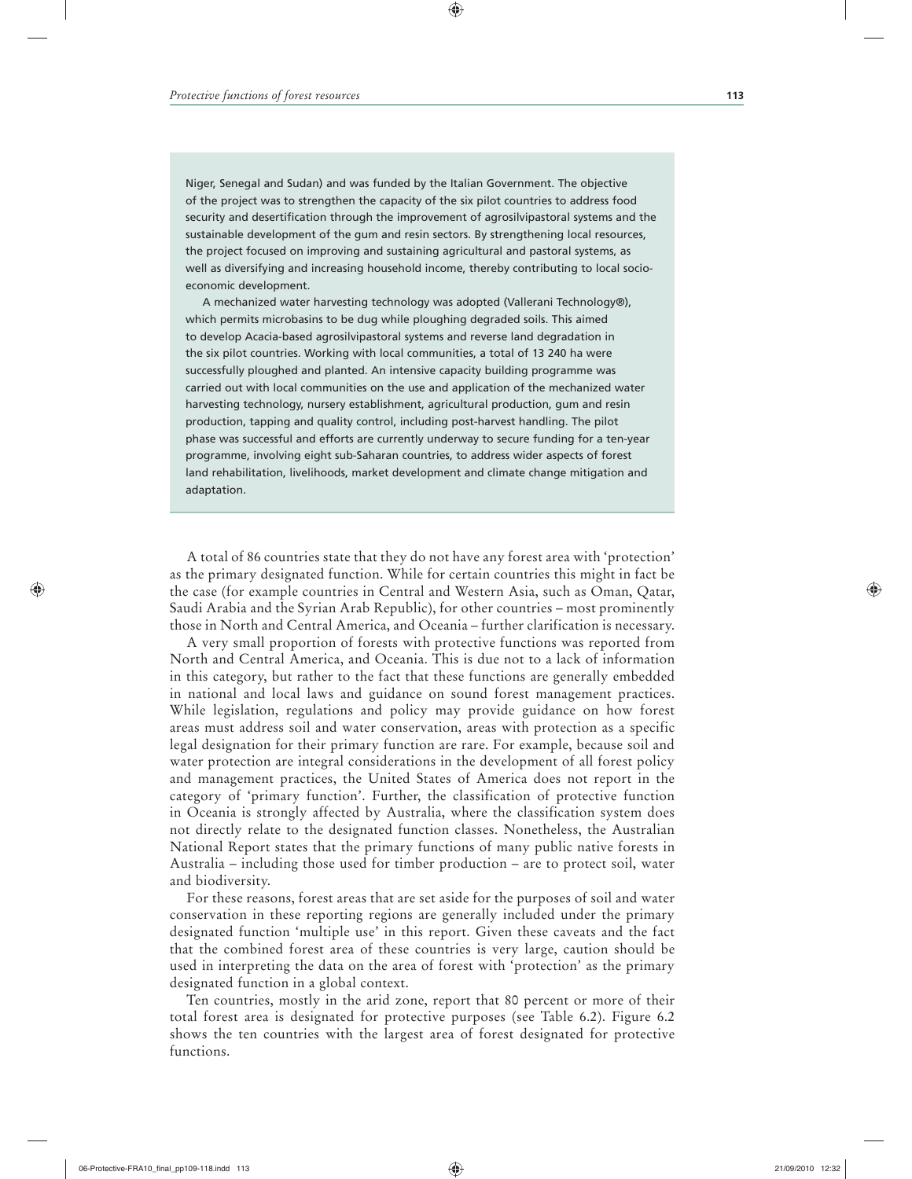Niger, Senegal and Sudan) and was funded by the Italian Government. The objective of the project was to strengthen the capacity of the six pilot countries to address food security and desertification through the improvement of agrosilvipastoral systems and the sustainable development of the gum and resin sectors. By strengthening local resources, the project focused on improving and sustaining agricultural and pastoral systems, as well as diversifying and increasing household income, thereby contributing to local socio-economic development.

A mechanized water harvesting technology was adopted (Vallerani Technology®), which permits microbasins to be dug while ploughing degraded soils. This aimed to develop Acacia-based agrosilvipastoral systems and reverse land degradation in the six pilot countries. Working with local communities, a total of 13 240 ha were successfully ploughed and planted. An intensive capacity building programme was carried out with local communities on the use and application of the mechanized water harvesting technology, nursery establishment, agricultural production, gum and resin production, tapping and quality control, including post-harvest handling. The pilot phase was successful and efforts are currently underway to secure funding for a ten-year programme, involving eight sub-Saharan countries, to address wider aspects of forest land rehabilitation, livelihoods, market development and climate change mitigation and adaptation.

A total of 86 countries state that they do not have any forest area with 'protection' as the primary designated function. While for certain countries this might in fact be the case (for example countries in Central and Western Asia, such as Oman, Qatar, Saudi Arabia and the Syrian Arab Republic), for other countries – most prominently those in North and Central America, and Oceania – further clarification is necessary.

A very small proportion of forests with protective functions was reported from North and Central America, and Oceania. This is due not to a lack of information in this category, but rather to the fact that these functions are generally embedded in national and local laws and guidance on sound forest management practices. While legislation, regulations and policy may provide guidance on how forest areas must address soil and water conservation, areas with protection as a specific legal designation for their primary function are rare. For example, because soil and water protection are integral considerations in the development of all forest policy and management practices, the United States of America does not report in the category of 'primary function'. Further, the classification of protective function in Oceania is strongly affected by Australia, where the classification system does not directly relate to the designated function classes. Nonetheless, the Australian National Report states that the primary functions of many public native forests in Australia – including those used for timber production – are to protect soil, water and biodiversity.

For these reasons, forest areas that are set aside for the purposes of soil and water conservation in these reporting regions are generally included under the primary designated function 'multiple use' in this report. Given these caveats and the fact that the combined forest area of these countries is very large, caution should be used in interpreting the data on the area of forest with 'protection' as the primary designated function in a global context.

Ten countries, mostly in the arid zone, report that 80 percent or more of their total forest area is designated for protective purposes (see Table 6.2). Figure 6.2 shows the ten countries with the largest area of forest designated for protective functions.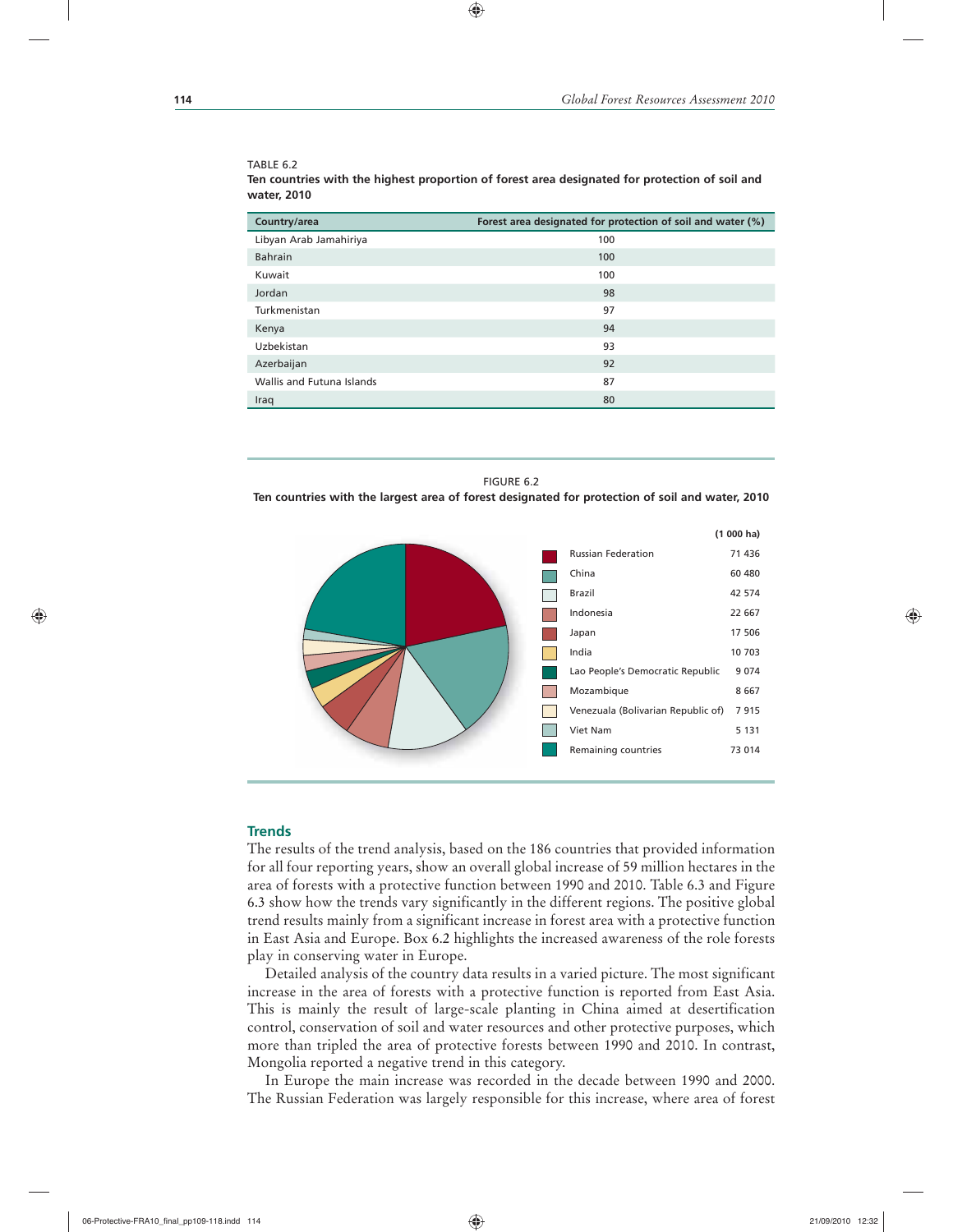TABLE 6.2

**Ten countries with the highest proportion of forest area designated for protection of soil and water, 2010**

| Country/area | Forest area designated for protection of soil and water (%) |
|---|---|
| Libyan Arab Jamahiriya | 100 |
| Bahrain | 100 |
| Kuwait | 100 |
| Jordan | 98 |
| Turkmenistan | 97 |
| Kenya | 94 |
| Uzbekistan | 93 |
| Azerbaijan | 92 |
| Wallis and Futuna Islands | 87 |
| Iraq | 80 |

FIGURE 6.2

**Ten countries with the largest area of forest designated for protection of soil and water, 2010**

| | (1 000 ha) |
|---|---|
| Russian Federation | 71 436 |
| China | 60 480 |
| Brazil | 42 574 |
| Indonesia | 22 667 |
| Japan | 17 506 |
| India | 10 703 |
| Lao People's Democratic Republic | 9 074 |
| Mozambique | 8 667 |
| Venezuela (Bolivarian Republic of) | 7 915 |
| Viet Nam | 5 131 |
| Remaining countries | 73 014 |

## Trends

The results of the trend analysis, based on the 186 countries that provided information for all four reporting years, show an overall global increase of 59 million hectares in the area of forests with a protective function between 1990 and 2010. Table 6.3 and Figure 6.3 show how the trends vary significantly in the different regions. The positive global trend results mainly from a significant increase in forest area with a protective function in East Asia and Europe. Box 6.2 highlights the increased awareness of the role forests play in conserving water in Europe.

Detailed analysis of the country data results in a varied picture. The most significant increase in the area of forests with a protective function is reported from East Asia. This is mainly the result of large-scale planting in China aimed at desertification control, conservation of soil and water resources and other protective purposes, which more than tripled the area of protective forests between 1990 and 2010. In contrast, Mongolia reported a negative trend in this category.

In Europe the main increase was recorded in the decade between 1990 and 2000. The Russian Federation was largely responsible for this increase, where area of forest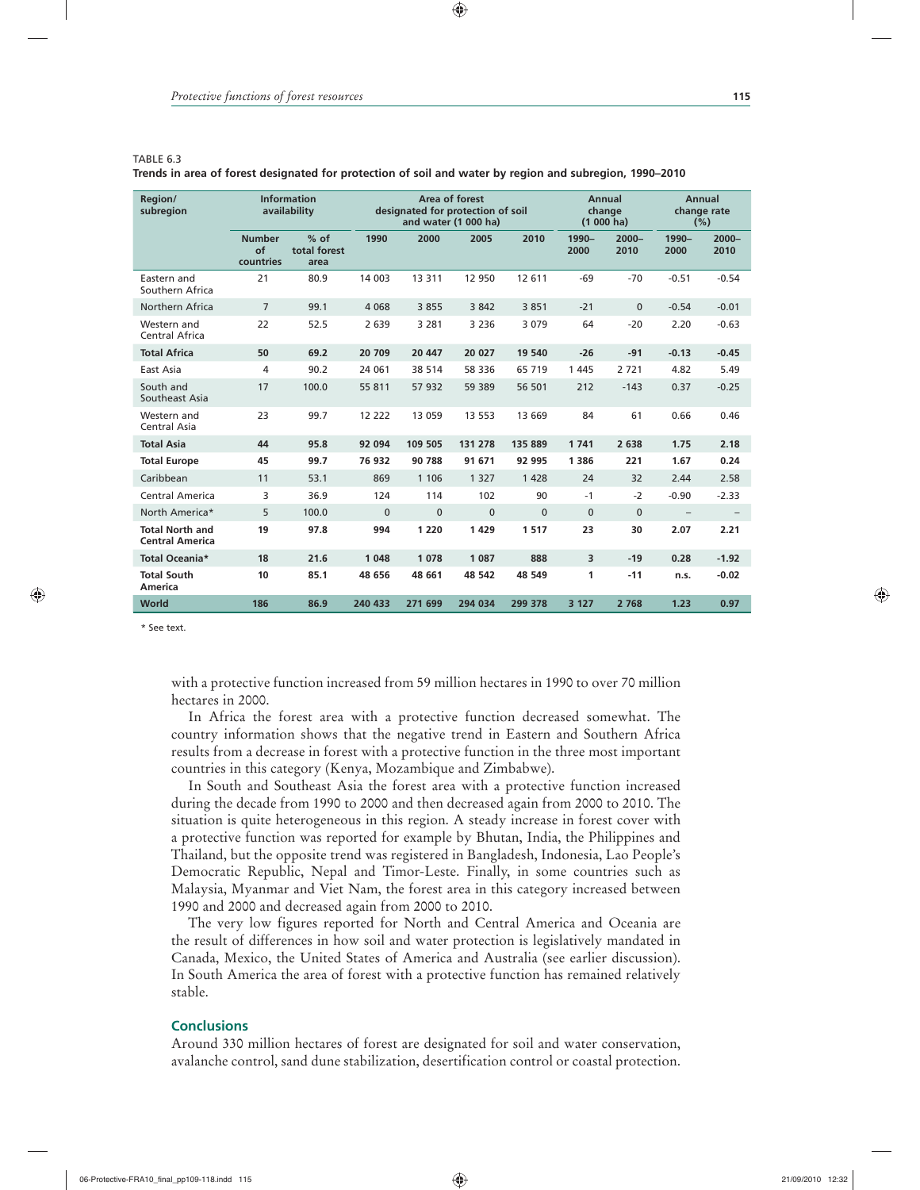TABLE 6.3
**Trends in area of forest designated for protection of soil and water by region and subregion, 1990–2010**

| Region/ subregion | Information availability | | Area of forest designated for protection of soil and water (1 000 ha) | | | | Annual change (1 000 ha) | | Annual change rate (%) | |
|---|---|---|---|---|---|---|---|---|---|---|
| | Number of countries | % of total forest area | 1990 | 2000 | 2005 | 2010 | 1990–2000 | 2000–2010 | 1990–2000 | 2000–2010 |
| Eastern and Southern Africa | 21 | 80.9 | 14 003 | 13 311 | 12 950 | 12 611 | -69 | -70 | -0.51 | -0.54 |
| Northern Africa | 7 | 99.1 | 4 068 | 3 855 | 3 842 | 3 851 | -21 | 0 | -0.54 | -0.01 |
| Western and Central Africa | 22 | 52.5 | 2 639 | 3 281 | 3 236 | 3 079 | 64 | -20 | 2.20 | -0.63 |
| **Total Africa** | **50** | **69.2** | **20 709** | **20 447** | **20 027** | **19 540** | **-26** | **-91** | **-0.13** | **-0.45** |
| East Asia | 4 | 90.2 | 24 061 | 38 514 | 58 336 | 65 719 | 1 445 | 2 721 | 4.82 | 5.49 |
| South and Southeast Asia | 17 | 100.0 | 55 811 | 57 932 | 59 389 | 56 501 | 212 | -143 | 0.37 | -0.25 |
| Western and Central Asia | 23 | 99.7 | 12 222 | 13 059 | 13 553 | 13 669 | 84 | 61 | 0.66 | 0.46 |
| **Total Asia** | **44** | **95.8** | **92 094** | **109 505** | **131 278** | **135 889** | **1 741** | **2 638** | **1.75** | **2.18** |
| **Total Europe** | **45** | **99.7** | **76 932** | **90 788** | **91 671** | **92 995** | **1 386** | **221** | **1.67** | **0.24** |
| Caribbean | 11 | 53.1 | 869 | 1 106 | 1 327 | 1 428 | 24 | 32 | 2.44 | 2.58 |
| Central America | 3 | 36.9 | 124 | 114 | 102 | 90 | -1 | -2 | -0.90 | -2.33 |
| North America* | 5 | 100.0 | 0 | 0 | 0 | 0 | 0 | 0 | – | – |
| **Total North and Central America** | **19** | **97.8** | **994** | **1 220** | **1 429** | **1 517** | **23** | **30** | **2.07** | **2.21** |
| **Total Oceania*** | **18** | **21.6** | **1 048** | **1 078** | **1 087** | **888** | **3** | **-19** | **0.28** | **-1.92** |
| **Total South America** | **10** | **85.1** | **48 656** | **48 661** | **48 542** | **48 549** | **1** | **-11** | **n.s.** | **-0.02** |
| **World** | **186** | **86.9** | **240 433** | **271 699** | **294 034** | **299 378** | **3 127** | **2 768** | **1.23** | **0.97** |

* See text.

with a protective function increased from 59 million hectares in 1990 to over 70 million hectares in 2000.

In Africa the forest area with a protective function decreased somewhat. The country information shows that the negative trend in Eastern and Southern Africa results from a decrease in forest with a protective function in the three most important countries in this category (Kenya, Mozambique and Zimbabwe).

In South and Southeast Asia the forest area with a protective function increased during the decade from 1990 to 2000 and then decreased again from 2000 to 2010. The situation is quite heterogeneous in this region. A steady increase in forest cover with a protective function was reported for example by Bhutan, India, the Philippines and Thailand, but the opposite trend was registered in Bangladesh, Indonesia, Lao People's Democratic Republic, Nepal and Timor-Leste. Finally, in some countries such as Malaysia, Myanmar and Viet Nam, the forest area in this category increased between 1990 and 2000 and decreased again from 2000 to 2010.

The very low figures reported for North and Central America and Oceania are the result of differences in how soil and water protection is legislatively mandated in Canada, Mexico, the United States of America and Australia (see earlier discussion). In South America the area of forest with a protective function has remained relatively stable.

## Conclusions

Around 330 million hectares of forest are designated for soil and water conservation, avalanche control, sand dune stabilization, desertification control or coastal protection.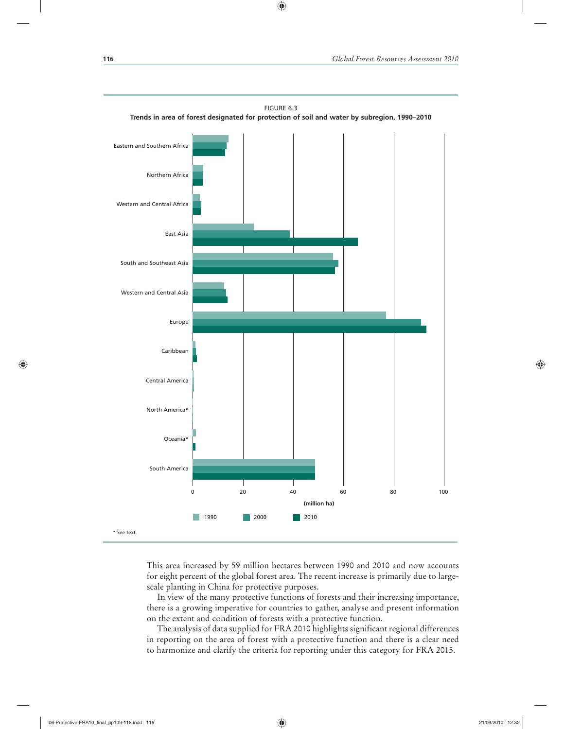FIGURE 6.3

**Trends in area of forest designated for protection of soil and water by subregion, 1990–2010**

Eastern and Southern Africa

Northern Africa

Western and Central Africa

East Asia

South and Southeast Asia

Western and Central Asia

Europe

Caribbean

Central America

North America*

Oceania*

South America

0 20 40 60 80 100

(million ha)

1990 2000 2010

\* See text.

This area increased by 59 million hectares between 1990 and 2010 and now accounts for eight percent of the global forest area. The recent increase is primarily due to large-scale planting in China for protective purposes.

In view of the many protective functions of forests and their increasing importance, there is a growing imperative for countries to gather, analyse and present information on the extent and condition of forests with a protective function.

The analysis of data supplied for FRA 2010 highlights significant regional differences in reporting on the area of forest with a protective function and there is a clear need to harmonize and clarify the criteria for reporting under this category for FRA 2015.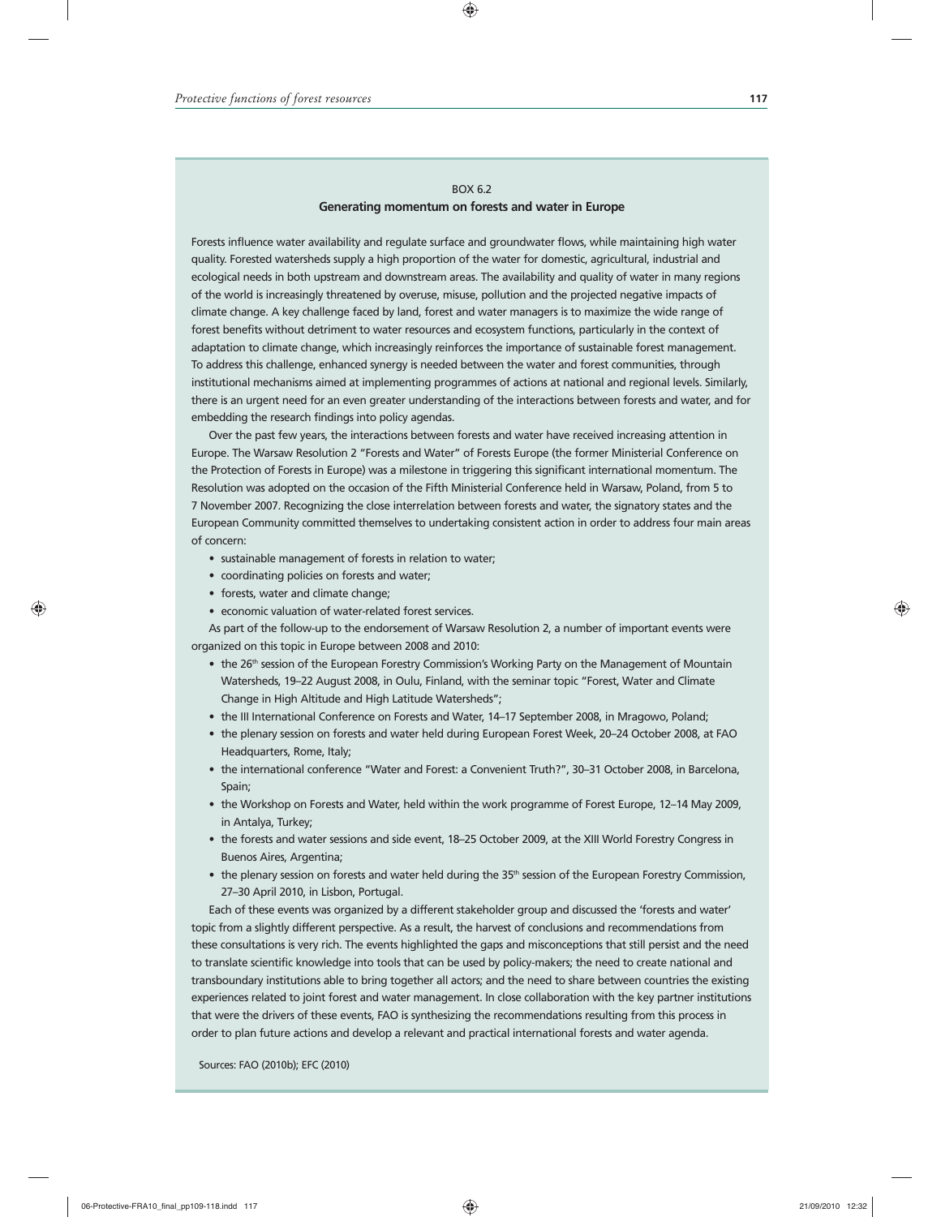BOX 6.2

**Generating momentum on forests and water in Europe**

Forests influence water availability and regulate surface and groundwater flows, while maintaining high water quality. Forested watersheds supply a high proportion of the water for domestic, agricultural, industrial and ecological needs in both upstream and downstream areas. The availability and quality of water in many regions of the world is increasingly threatened by overuse, misuse, pollution and the projected negative impacts of climate change. A key challenge faced by land, forest and water managers is to maximize the wide range of forest benefits without detriment to water resources and ecosystem functions, particularly in the context of adaptation to climate change, which increasingly reinforces the importance of sustainable forest management. To address this challenge, enhanced synergy is needed between the water and forest communities, through institutional mechanisms aimed at implementing programmes of actions at national and regional levels. Similarly, there is an urgent need for an even greater understanding of the interactions between forests and water, and for embedding the research findings into policy agendas.

Over the past few years, the interactions between forests and water have received increasing attention in Europe. The Warsaw Resolution 2 "Forests and Water" of Forests Europe (the former Ministerial Conference on the Protection of Forests in Europe) was a milestone in triggering this significant international momentum. The Resolution was adopted on the occasion of the Fifth Ministerial Conference held in Warsaw, Poland, from 5 to 7 November 2007. Recognizing the close interrelation between forests and water, the signatory states and the European Community committed themselves to undertaking consistent action in order to address four main areas of concern:

- sustainable management of forests in relation to water;
- coordinating policies on forests and water;
- forests, water and climate change;
- economic valuation of water-related forest services.

As part of the follow-up to the endorsement of Warsaw Resolution 2, a number of important events were organized on this topic in Europe between 2008 and 2010:

- the 26th session of the European Forestry Commission's Working Party on the Management of Mountain Watersheds, 19–22 August 2008, in Oulu, Finland, with the seminar topic "Forest, Water and Climate Change in High Altitude and High Latitude Watersheds";
- the III International Conference on Forests and Water, 14–17 September 2008, in Mragowo, Poland;
- the plenary session on forests and water held during European Forest Week, 20–24 October 2008, at FAO Headquarters, Rome, Italy;
- the international conference "Water and Forest: a Convenient Truth?", 30–31 October 2008, in Barcelona, Spain;
- the Workshop on Forests and Water, held within the work programme of Forest Europe, 12–14 May 2009, in Antalya, Turkey;
- the forests and water sessions and side event, 18–25 October 2009, at the XIII World Forestry Congress in Buenos Aires, Argentina;
- the plenary session on forests and water held during the 35th session of the European Forestry Commission, 27–30 April 2010, in Lisbon, Portugal.

Each of these events was organized by a different stakeholder group and discussed the 'forests and water' topic from a slightly different perspective. As a result, the harvest of conclusions and recommendations from these consultations is very rich. The events highlighted the gaps and misconceptions that still persist and the need to translate scientific knowledge into tools that can be used by policy-makers; the need to create national and transboundary institutions able to bring together all actors; and the need to share between countries the existing experiences related to joint forest and water management. In close collaboration with the key partner institutions that were the drivers of these events, FAO is synthesizing the recommendations resulting from this process in order to plan future actions and develop a relevant and practical international forests and water agenda.

Sources: FAO (2010b); EFC (2010)